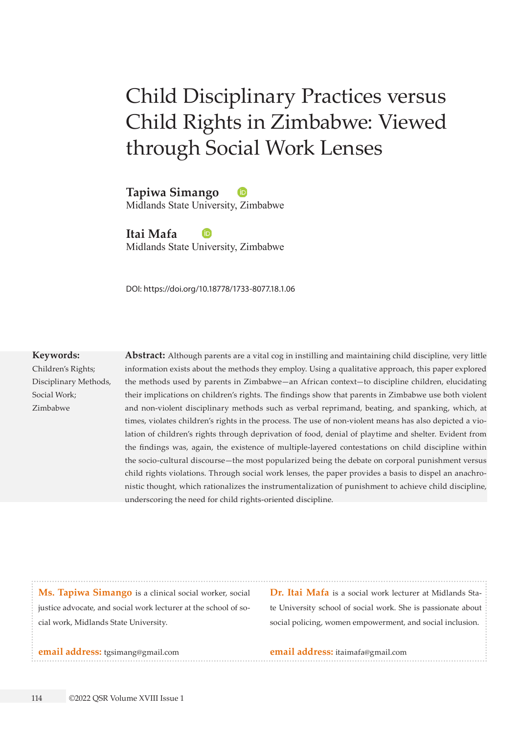# Child Disciplinary Practices versus Child Rights in Zimbabwe: Viewed through Social Work Lenses

**Tapiwa Simango**
Midlands State University, Zimbabwe

**Itai Mafa**
Midlands State University, Zimbabwe

DOI: https://doi.org/10.18778/1733-8077.18.1.06

**Keywords:**
Children's Rights; Disciplinary Methods, Social Work; Zimbabwe

**Abstract:** Although parents are a vital cog in instilling and maintaining child discipline, very little information exists about the methods they employ. Using a qualitative approach, this paper explored the methods used by parents in Zimbabwe—an African context—to discipline children, elucidating their implications on children's rights. The findings show that parents in Zimbabwe use both violent and non-violent disciplinary methods such as verbal reprimand, beating, and spanking, which, at times, violates children's rights in the process. The use of non-violent means has also depicted a violation of children's rights through deprivation of food, denial of playtime and shelter. Evident from the findings was, again, the existence of multiple-layered contestations on child discipline within the socio-cultural discourse—the most popularized being the debate on corporal punishment versus child rights violations. Through social work lenses, the paper provides a basis to dispel an anachronistic thought, which rationalizes the instrumentalization of punishment to achieve child discipline, underscoring the need for child rights-oriented discipline.

**Ms. Tapiwa Simango** is a clinical social worker, social justice advocate, and social work lecturer at the school of social work, Midlands State University.

**email address:** tgsimang@gmail.com

**Dr. Itai Mafa** is a social work lecturer at Midlands State University school of social work. She is passionate about social policing, women empowerment, and social inclusion.

**email address:** itaimafa@gmail.com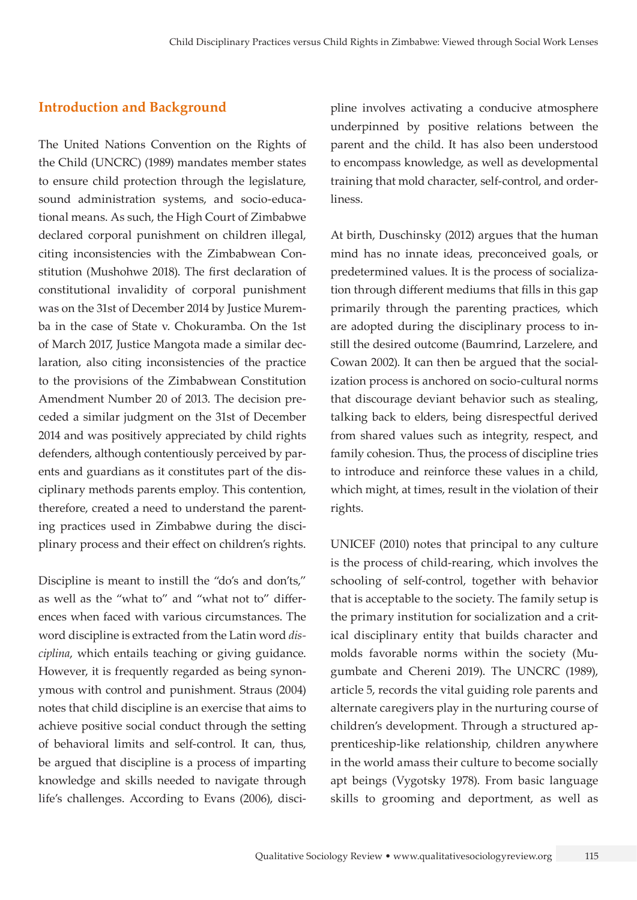## Introduction and Background

The United Nations Convention on the Rights of the Child (UNCRC) (1989) mandates member states to ensure child protection through the legislature, sound administration systems, and socio-educational means. As such, the High Court of Zimbabwe declared corporal punishment on children illegal, citing inconsistencies with the Zimbabwean Constitution (Mushohwe 2018). The first declaration of constitutional invalidity of corporal punishment was on the 31st of December 2014 by Justice Muremba in the case of State v. Chokuramba. On the 1st of March 2017, Justice Mangota made a similar declaration, also citing inconsistencies of the practice to the provisions of the Zimbabwean Constitution Amendment Number 20 of 2013. The decision preceded a similar judgment on the 31st of December 2014 and was positively appreciated by child rights defenders, although contentiously perceived by parents and guardians as it constitutes part of the disciplinary methods parents employ. This contention, therefore, created a need to understand the parenting practices used in Zimbabwe during the disciplinary process and their effect on children's rights.

Discipline is meant to instill the "do's and don'ts," as well as the "what to" and "what not to" differences when faced with various circumstances. The word discipline is extracted from the Latin word *disciplina*, which entails teaching or giving guidance. However, it is frequently regarded as being synonymous with control and punishment. Straus (2004) notes that child discipline is an exercise that aims to achieve positive social conduct through the setting of behavioral limits and self-control. It can, thus, be argued that discipline is a process of imparting knowledge and skills needed to navigate through life's challenges. According to Evans (2006), discipline involves activating a conducive atmosphere underpinned by positive relations between the parent and the child. It has also been understood to encompass knowledge, as well as developmental training that mold character, self-control, and orderliness.

At birth, Duschinsky (2012) argues that the human mind has no innate ideas, preconceived goals, or predetermined values. It is the process of socialization through different mediums that fills in this gap primarily through the parenting practices, which are adopted during the disciplinary process to instill the desired outcome (Baumrind, Larzelere, and Cowan 2002). It can then be argued that the socialization process is anchored on socio-cultural norms that discourage deviant behavior such as stealing, talking back to elders, being disrespectful derived from shared values such as integrity, respect, and family cohesion. Thus, the process of discipline tries to introduce and reinforce these values in a child, which might, at times, result in the violation of their rights.

UNICEF (2010) notes that principal to any culture is the process of child-rearing, which involves the schooling of self-control, together with behavior that is acceptable to the society. The family setup is the primary institution for socialization and a critical disciplinary entity that builds character and molds favorable norms within the society (Mugumbate and Chereni 2019). The UNCRC (1989), article 5, records the vital guiding role parents and alternate caregivers play in the nurturing course of children's development. Through a structured apprenticeship-like relationship, children anywhere in the world amass their culture to become socially apt beings (Vygotsky 1978). From basic language skills to grooming and deportment, as well as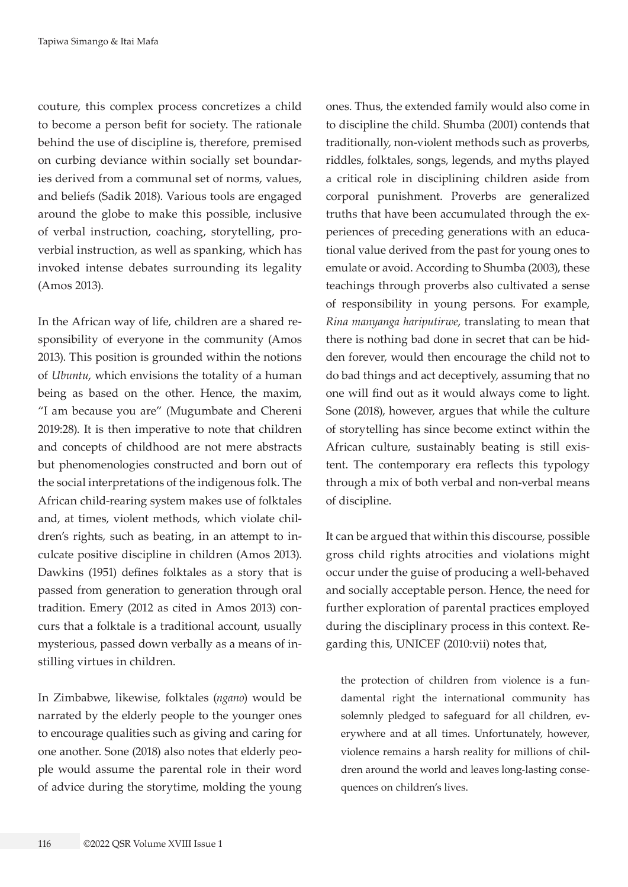couture, this complex process concretizes a child to become a person befit for society. The rationale behind the use of discipline is, therefore, premised on curbing deviance within socially set boundaries derived from a communal set of norms, values, and beliefs (Sadik 2018). Various tools are engaged around the globe to make this possible, inclusive of verbal instruction, coaching, storytelling, proverbial instruction, as well as spanking, which has invoked intense debates surrounding its legality (Amos 2013).

In the African way of life, children are a shared responsibility of everyone in the community (Amos 2013). This position is grounded within the notions of *Ubuntu*, which envisions the totality of a human being as based on the other. Hence, the maxim, "I am because you are" (Mugumbate and Chereni 2019:28). It is then imperative to note that children and concepts of childhood are not mere abstracts but phenomenologies constructed and born out of the social interpretations of the indigenous folk. The African child-rearing system makes use of folktales and, at times, violent methods, which violate children's rights, such as beating, in an attempt to inculcate positive discipline in children (Amos 2013). Dawkins (1951) defines folktales as a story that is passed from generation to generation through oral tradition. Emery (2012 as cited in Amos 2013) concurs that a folktale is a traditional account, usually mysterious, passed down verbally as a means of instilling virtues in children.

In Zimbabwe, likewise, folktales (*ngano*) would be narrated by the elderly people to the younger ones to encourage qualities such as giving and caring for one another. Sone (2018) also notes that elderly people would assume the parental role in their word of advice during the storytime, molding the young ones. Thus, the extended family would also come in to discipline the child. Shumba (2001) contends that traditionally, non-violent methods such as proverbs, riddles, folktales, songs, legends, and myths played a critical role in disciplining children aside from corporal punishment. Proverbs are generalized truths that have been accumulated through the experiences of preceding generations with an educational value derived from the past for young ones to emulate or avoid. According to Shumba (2003), these teachings through proverbs also cultivated a sense of responsibility in young persons. For example, *Rina manyanga hariputirwe*, translating to mean that there is nothing bad done in secret that can be hidden forever, would then encourage the child not to do bad things and act deceptively, assuming that no one will find out as it would always come to light. Sone (2018), however, argues that while the culture of storytelling has since become extinct within the African culture, sustainably beating is still existent. The contemporary era reflects this typology through a mix of both verbal and non-verbal means of discipline.

It can be argued that within this discourse, possible gross child rights atrocities and violations might occur under the guise of producing a well-behaved and socially acceptable person. Hence, the need for further exploration of parental practices employed during the disciplinary process in this context. Regarding this, UNICEF (2010:vii) notes that,

> the protection of children from violence is a fundamental right the international community has solemnly pledged to safeguard for all children, everywhere and at all times. Unfortunately, however, violence remains a harsh reality for millions of children around the world and leaves long-lasting consequences on children's lives.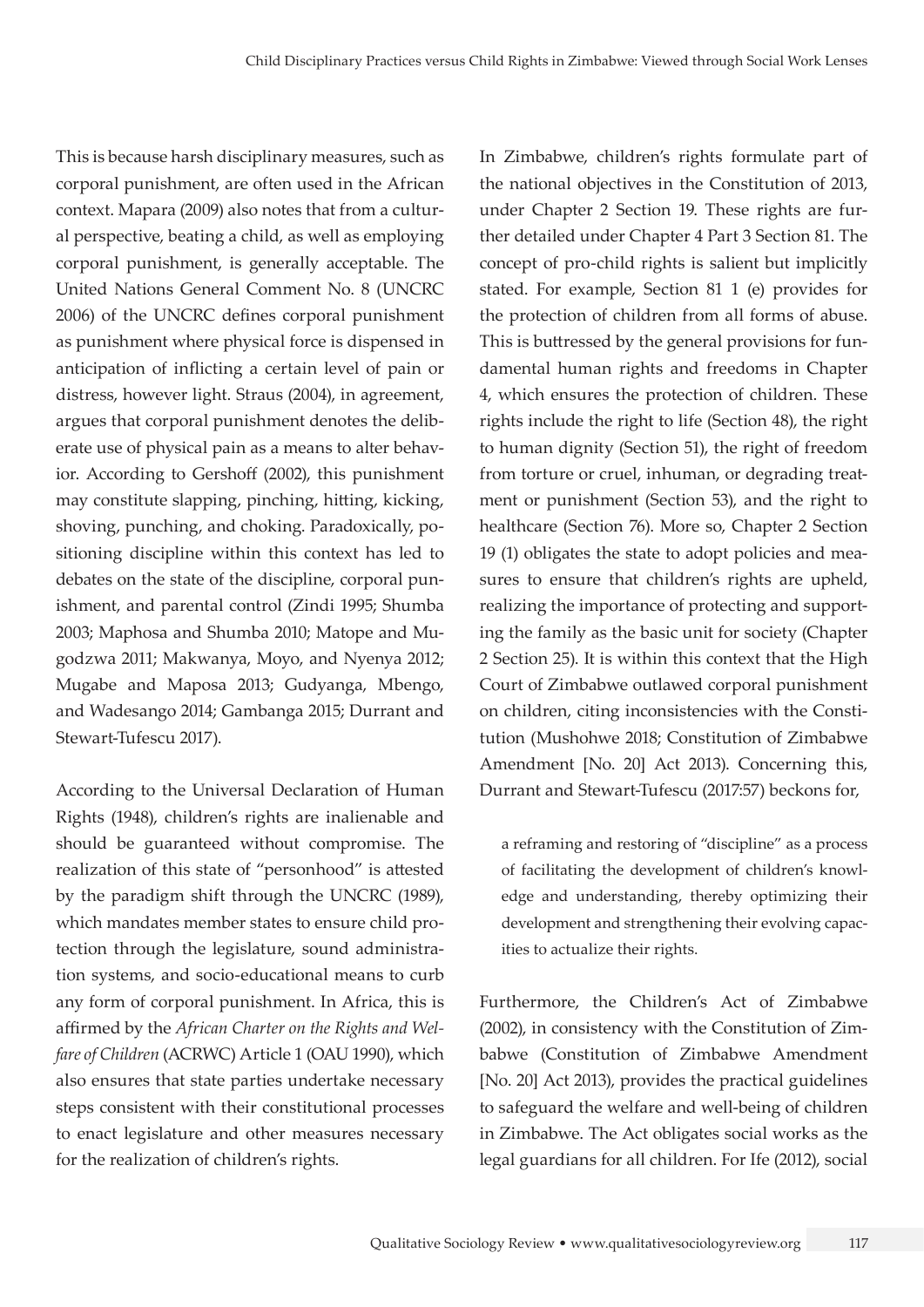This is because harsh disciplinary measures, such as corporal punishment, are often used in the African context. Mapara (2009) also notes that from a cultural perspective, beating a child, as well as employing corporal punishment, is generally acceptable. The United Nations General Comment No. 8 (UNCRC 2006) of the UNCRC defines corporal punishment as punishment where physical force is dispensed in anticipation of inflicting a certain level of pain or distress, however light. Straus (2004), in agreement, argues that corporal punishment denotes the deliberate use of physical pain as a means to alter behavior. According to Gershoff (2002), this punishment may constitute slapping, pinching, hitting, kicking, shoving, punching, and choking. Paradoxically, positioning discipline within this context has led to debates on the state of the discipline, corporal punishment, and parental control (Zindi 1995; Shumba 2003; Maphosa and Shumba 2010; Matope and Mugodzwa 2011; Makwanya, Moyo, and Nyenya 2012; Mugabe and Maposa 2013; Gudyanga, Mbengo, and Wadesango 2014; Gambanga 2015; Durrant and Stewart-Tufescu 2017).

According to the Universal Declaration of Human Rights (1948), children's rights are inalienable and should be guaranteed without compromise. The realization of this state of "personhood" is attested by the paradigm shift through the UNCRC (1989), which mandates member states to ensure child protection through the legislature, sound administration systems, and socio-educational means to curb any form of corporal punishment. In Africa, this is affirmed by the *African Charter on the Rights and Welfare of Children* (ACRWC) Article 1 (OAU 1990), which also ensures that state parties undertake necessary steps consistent with their constitutional processes to enact legislature and other measures necessary for the realization of children's rights.

In Zimbabwe, children's rights formulate part of the national objectives in the Constitution of 2013, under Chapter 2 Section 19. These rights are further detailed under Chapter 4 Part 3 Section 81. The concept of pro-child rights is salient but implicitly stated. For example, Section 81 1 (e) provides for the protection of children from all forms of abuse. This is buttressed by the general provisions for fundamental human rights and freedoms in Chapter 4, which ensures the protection of children. These rights include the right to life (Section 48), the right to human dignity (Section 51), the right of freedom from torture or cruel, inhuman, or degrading treatment or punishment (Section 53), and the right to healthcare (Section 76). More so, Chapter 2 Section 19 (1) obligates the state to adopt policies and measures to ensure that children's rights are upheld, realizing the importance of protecting and supporting the family as the basic unit for society (Chapter 2 Section 25). It is within this context that the High Court of Zimbabwe outlawed corporal punishment on children, citing inconsistencies with the Constitution (Mushohwe 2018; Constitution of Zimbabwe Amendment [No. 20] Act 2013). Concerning this, Durrant and Stewart-Tufescu (2017:57) beckons for,

> a reframing and restoring of "discipline" as a process of facilitating the development of children's knowledge and understanding, thereby optimizing their development and strengthening their evolving capacities to actualize their rights.

Furthermore, the Children's Act of Zimbabwe (2002), in consistency with the Constitution of Zimbabwe (Constitution of Zimbabwe Amendment [No. 20] Act 2013), provides the practical guidelines to safeguard the welfare and well-being of children in Zimbabwe. The Act obligates social works as the legal guardians for all children. For Ife (2012), social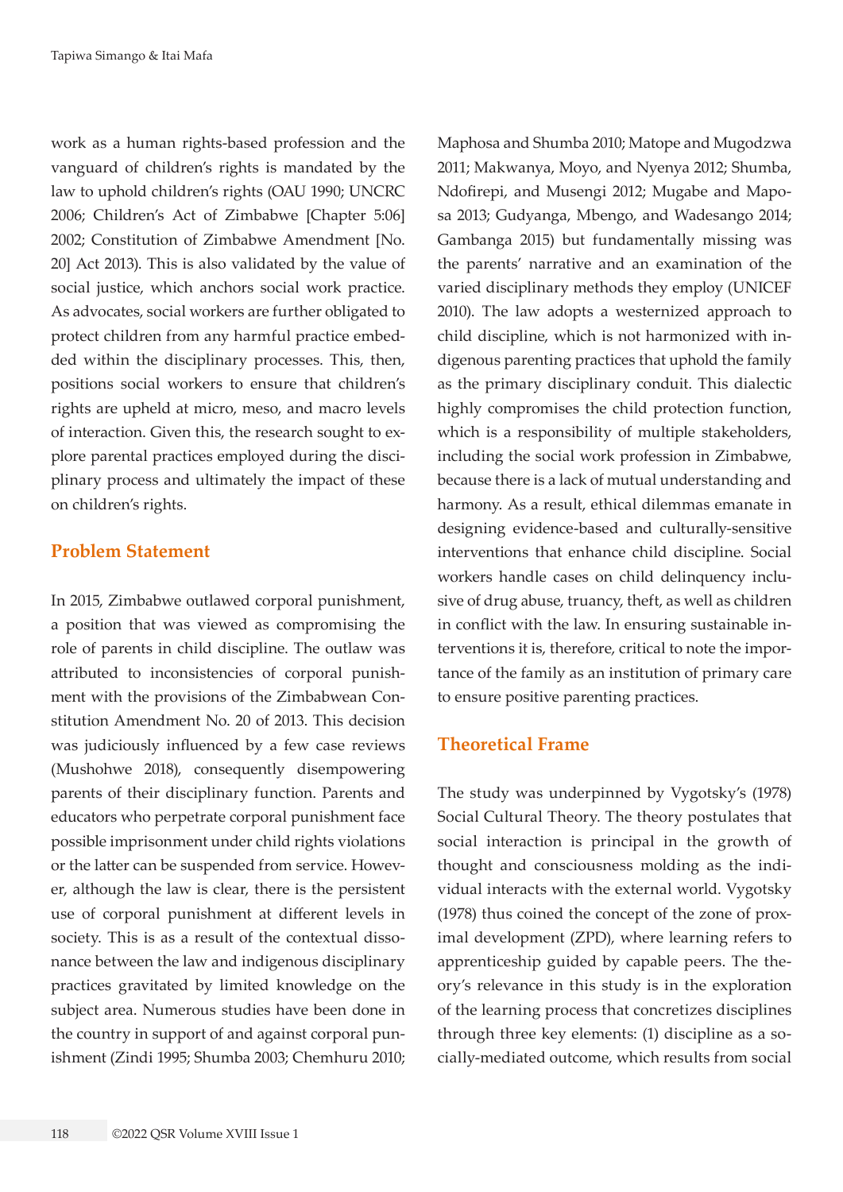work as a human rights-based profession and the vanguard of children's rights is mandated by the law to uphold children's rights (OAU 1990; UNCRC 2006; Children's Act of Zimbabwe [Chapter 5:06] 2002; Constitution of Zimbabwe Amendment [No. 20] Act 2013). This is also validated by the value of social justice, which anchors social work practice. As advocates, social workers are further obligated to protect children from any harmful practice embedded within the disciplinary processes. This, then, positions social workers to ensure that children's rights are upheld at micro, meso, and macro levels of interaction. Given this, the research sought to explore parental practices employed during the disciplinary process and ultimately the impact of these on children's rights.

## Problem Statement

In 2015, Zimbabwe outlawed corporal punishment, a position that was viewed as compromising the role of parents in child discipline. The outlaw was attributed to inconsistencies of corporal punishment with the provisions of the Zimbabwean Constitution Amendment No. 20 of 2013. This decision was judiciously influenced by a few case reviews (Mushohwe 2018), consequently disempowering parents of their disciplinary function. Parents and educators who perpetrate corporal punishment face possible imprisonment under child rights violations or the latter can be suspended from service. However, although the law is clear, there is the persistent use of corporal punishment at different levels in society. This is as a result of the contextual dissonance between the law and indigenous disciplinary practices gravitated by limited knowledge on the subject area. Numerous studies have been done in the country in support of and against corporal punishment (Zindi 1995; Shumba 2003; Chemhuru 2010; Maphosa and Shumba 2010; Matope and Mugodzwa 2011; Makwanya, Moyo, and Nyenya 2012; Shumba, Ndofirepi, and Musengi 2012; Mugabe and Maposa 2013; Gudyanga, Mbengo, and Wadesango 2014; Gambanga 2015) but fundamentally missing was the parents' narrative and an examination of the varied disciplinary methods they employ (UNICEF 2010). The law adopts a westernized approach to child discipline, which is not harmonized with indigenous parenting practices that uphold the family as the primary disciplinary conduit. This dialectic highly compromises the child protection function, which is a responsibility of multiple stakeholders, including the social work profession in Zimbabwe, because there is a lack of mutual understanding and harmony. As a result, ethical dilemmas emanate in designing evidence-based and culturally-sensitive interventions that enhance child discipline. Social workers handle cases on child delinquency inclusive of drug abuse, truancy, theft, as well as children in conflict with the law. In ensuring sustainable interventions it is, therefore, critical to note the importance of the family as an institution of primary care to ensure positive parenting practices.

## Theoretical Frame

The study was underpinned by Vygotsky's (1978) Social Cultural Theory. The theory postulates that social interaction is principal in the growth of thought and consciousness molding as the individual interacts with the external world. Vygotsky (1978) thus coined the concept of the zone of proximal development (ZPD), where learning refers to apprenticeship guided by capable peers. The theory's relevance in this study is in the exploration of the learning process that concretizes disciplines through three key elements: (1) discipline as a socially-mediated outcome, which results from social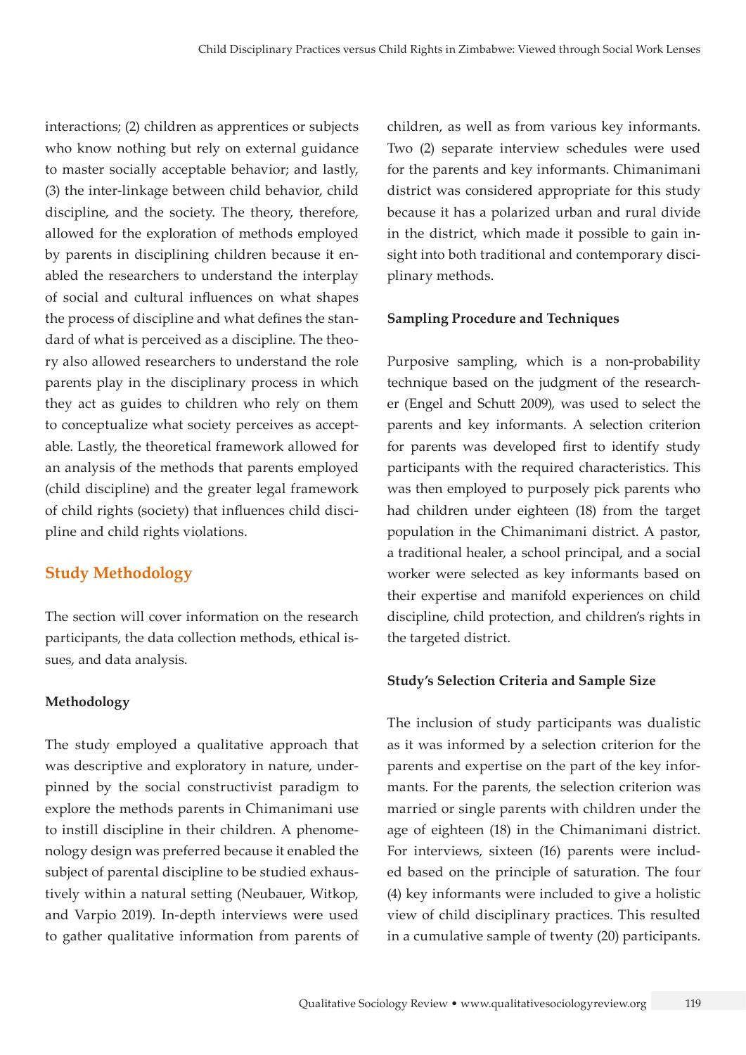interactions; (2) children as apprentices or subjects who know nothing but rely on external guidance to master socially acceptable behavior; and lastly, (3) the inter-linkage between child behavior, child discipline, and the society. The theory, therefore, allowed for the exploration of methods employed by parents in disciplining children because it enabled the researchers to understand the interplay of social and cultural influences on what shapes the process of discipline and what defines the standard of what is perceived as a discipline. The theory also allowed researchers to understand the role parents play in the disciplinary process in which they act as guides to children who rely on them to conceptualize what society perceives as acceptable. Lastly, the theoretical framework allowed for an analysis of the methods that parents employed (child discipline) and the greater legal framework of child rights (society) that influences child discipline and child rights violations.

## Study Methodology

The section will cover information on the research participants, the data collection methods, ethical issues, and data analysis.

### Methodology

The study employed a qualitative approach that was descriptive and exploratory in nature, underpinned by the social constructivist paradigm to explore the methods parents in Chimanimani use to instill discipline in their children. A phenomenology design was preferred because it enabled the subject of parental discipline to be studied exhaustively within a natural setting (Neubauer, Witkop, and Varpio 2019). In-depth interviews were used to gather qualitative information from parents of children, as well as from various key informants. Two (2) separate interview schedules were used for the parents and key informants. Chimanimani district was considered appropriate for this study because it has a polarized urban and rural divide in the district, which made it possible to gain insight into both traditional and contemporary disciplinary methods.

### Sampling Procedure and Techniques

Purposive sampling, which is a non-probability technique based on the judgment of the researcher (Engel and Schutt 2009), was used to select the parents and key informants. A selection criterion for parents was developed first to identify study participants with the required characteristics. This was then employed to purposely pick parents who had children under eighteen (18) from the target population in the Chimanimani district. A pastor, a traditional healer, a school principal, and a social worker were selected as key informants based on their expertise and manifold experiences on child discipline, child protection, and children's rights in the targeted district.

### Study's Selection Criteria and Sample Size

The inclusion of study participants was dualistic as it was informed by a selection criterion for the parents and expertise on the part of the key informants. For the parents, the selection criterion was married or single parents with children under the age of eighteen (18) in the Chimanimani district. For interviews, sixteen (16) parents were included based on the principle of saturation. The four (4) key informants were included to give a holistic view of child disciplinary practices. This resulted in a cumulative sample of twenty (20) participants.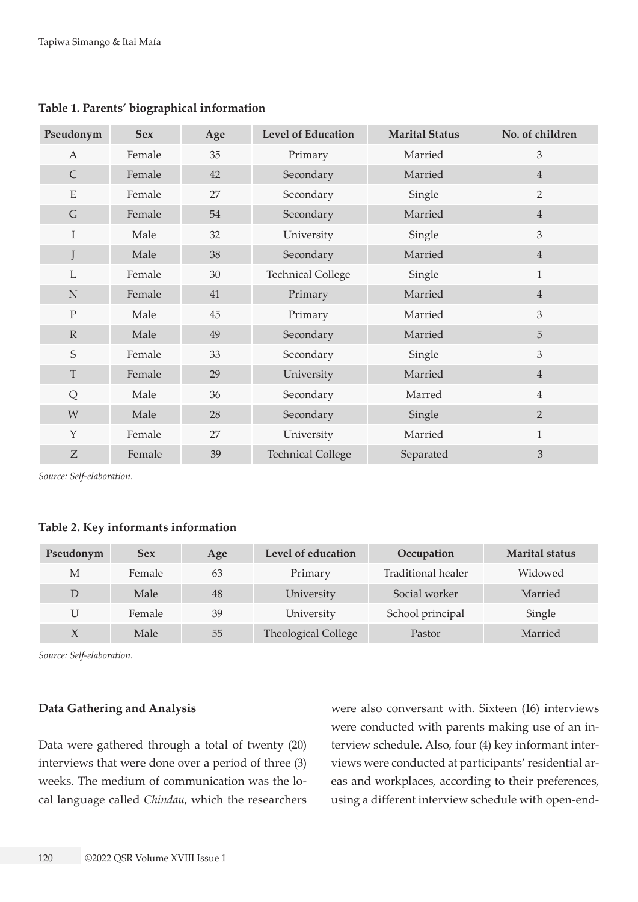**Table 1. Parents' biographical information**

| Pseudonym | Sex | Age | Level of Education | Marital Status | No. of children |
|---|---|---|---|---|---|
| A | Female | 35 | Primary | Married | 3 |
| C | Female | 42 | Secondary | Married | 4 |
| E | Female | 27 | Secondary | Single | 2 |
| G | Female | 54 | Secondary | Married | 4 |
| I | Male | 32 | University | Single | 3 |
| J | Male | 38 | Secondary | Married | 4 |
| L | Female | 30 | Technical College | Single | 1 |
| N | Female | 41 | Primary | Married | 4 |
| P | Male | 45 | Primary | Married | 3 |
| R | Male | 49 | Secondary | Married | 5 |
| S | Female | 33 | Secondary | Single | 3 |
| T | Female | 29 | University | Married | 4 |
| Q | Male | 36 | Secondary | Marred | 4 |
| W | Male | 28 | Secondary | Single | 2 |
| Y | Female | 27 | University | Married | 1 |
| Z | Female | 39 | Technical College | Separated | 3 |

*Source: Self-elaboration.*

**Table 2. Key informants information**

| Pseudonym | Sex | Age | Level of education | Occupation | Marital status |
|---|---|---|---|---|---|
| M | Female | 63 | Primary | Traditional healer | Widowed |
| D | Male | 48 | University | Social worker | Married |
| U | Female | 39 | University | School principal | Single |
| X | Male | 55 | Theological College | Pastor | Married |

*Source: Self-elaboration.*

**Data Gathering and Analysis**

Data were gathered through a total of twenty (20) interviews that were done over a period of three (3) weeks. The medium of communication was the local language called *Chindau*, which the researchers were also conversant with. Sixteen (16) interviews were conducted with parents making use of an interview schedule. Also, four (4) key informant interviews were conducted at participants' residential areas and workplaces, according to their preferences, using a different interview schedule with open-end-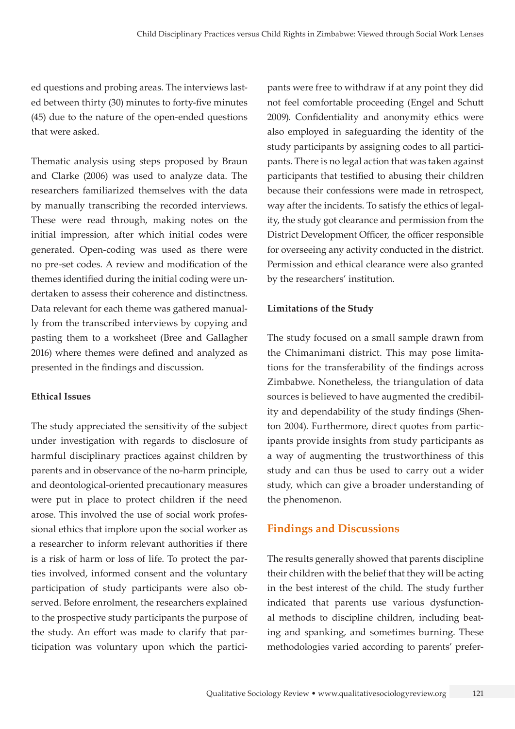ed questions and probing areas. The interviews lasted between thirty (30) minutes to forty-five minutes (45) due to the nature of the open-ended questions that were asked.

Thematic analysis using steps proposed by Braun and Clarke (2006) was used to analyze data. The researchers familiarized themselves with the data by manually transcribing the recorded interviews. These were read through, making notes on the initial impression, after which initial codes were generated. Open-coding was used as there were no pre-set codes. A review and modification of the themes identified during the initial coding were undertaken to assess their coherence and distinctness. Data relevant for each theme was gathered manually from the transcribed interviews by copying and pasting them to a worksheet (Bree and Gallagher 2016) where themes were defined and analyzed as presented in the findings and discussion.

**Ethical Issues**

The study appreciated the sensitivity of the subject under investigation with regards to disclosure of harmful disciplinary practices against children by parents and in observance of the no-harm principle, and deontological-oriented precautionary measures were put in place to protect children if the need arose. This involved the use of social work professional ethics that implore upon the social worker as a researcher to inform relevant authorities if there is a risk of harm or loss of life. To protect the parties involved, informed consent and the voluntary participation of study participants were also observed. Before enrolment, the researchers explained to the prospective study participants the purpose of the study. An effort was made to clarify that participation was voluntary upon which the participants were free to withdraw if at any point they did not feel comfortable proceeding (Engel and Schutt 2009). Confidentiality and anonymity ethics were also employed in safeguarding the identity of the study participants by assigning codes to all participants. There is no legal action that was taken against participants that testified to abusing their children because their confessions were made in retrospect, way after the incidents. To satisfy the ethics of legality, the study got clearance and permission from the District Development Officer, the officer responsible for overseeing any activity conducted in the district. Permission and ethical clearance were also granted by the researchers' institution.

**Limitations of the Study**

The study focused on a small sample drawn from the Chimanimani district. This may pose limitations for the transferability of the findings across Zimbabwe. Nonetheless, the triangulation of data sources is believed to have augmented the credibility and dependability of the study findings (Shenton 2004). Furthermore, direct quotes from participants provide insights from study participants as a way of augmenting the trustworthiness of this study and can thus be used to carry out a wider study, which can give a broader understanding of the phenomenon.

## Findings and Discussions

The results generally showed that parents discipline their children with the belief that they will be acting in the best interest of the child. The study further indicated that parents use various dysfunctional methods to discipline children, including beating and spanking, and sometimes burning. These methodologies varied according to parents' prefer-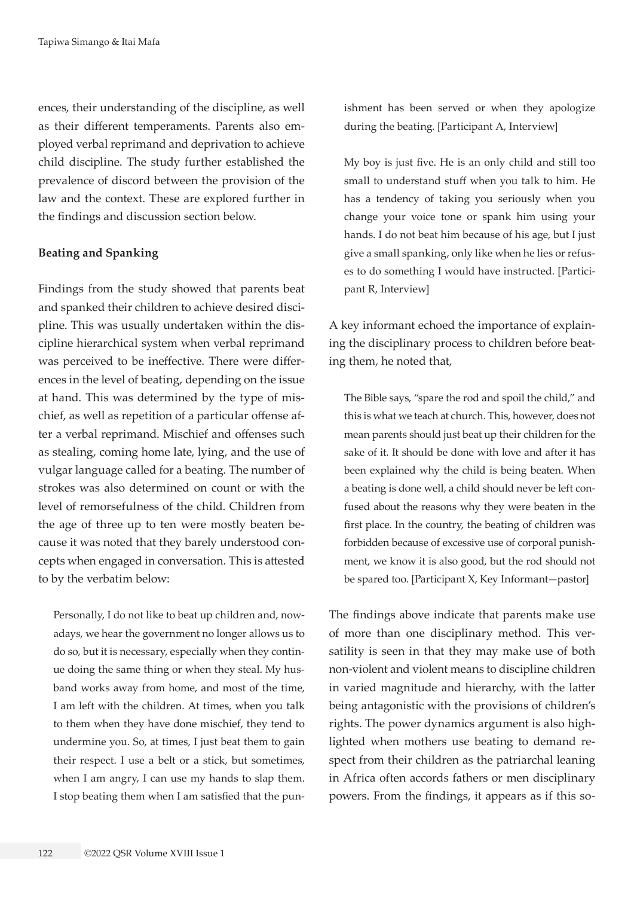ences, their understanding of the discipline, as well as their different temperaments. Parents also employed verbal reprimand and deprivation to achieve child discipline. The study further established the prevalence of discord between the provision of the law and the context. These are explored further in the findings and discussion section below.

### Beating and Spanking

Findings from the study showed that parents beat and spanked their children to achieve desired discipline. This was usually undertaken within the discipline hierarchical system when verbal reprimand was perceived to be ineffective. There were differences in the level of beating, depending on the issue at hand. This was determined by the type of mischief, as well as repetition of a particular offense after a verbal reprimand. Mischief and offenses such as stealing, coming home late, lying, and the use of vulgar language called for a beating. The number of strokes was also determined on count or with the level of remorsefulness of the child. Children from the age of three up to ten were mostly beaten because it was noted that they barely understood concepts when engaged in conversation. This is attested to by the verbatim below:

> Personally, I do not like to beat up children and, nowadays, we hear the government no longer allows us to do so, but it is necessary, especially when they continue doing the same thing or when they steal. My husband works away from home, and most of the time, I am left with the children. At times, when you talk to them when they have done mischief, they tend to undermine you. So, at times, I just beat them to gain their respect. I use a belt or a stick, but sometimes, when I am angry, I can use my hands to slap them. I stop beating them when I am satisfied that the punishment has been served or when they apologize during the beating. [Participant A, Interview]

> My boy is just five. He is an only child and still too small to understand stuff when you talk to him. He has a tendency of taking you seriously when you change your voice tone or spank him using your hands. I do not beat him because of his age, but I just give a small spanking, only like when he lies or refuses to do something I would have instructed. [Participant R, Interview]

A key informant echoed the importance of explaining the disciplinary process to children before beating them, he noted that,

> The Bible says, "spare the rod and spoil the child," and this is what we teach at church. This, however, does not mean parents should just beat up their children for the sake of it. It should be done with love and after it has been explained why the child is being beaten. When a beating is done well, a child should never be left confused about the reasons why they were beaten in the first place. In the country, the beating of children was forbidden because of excessive use of corporal punishment, we know it is also good, but the rod should not be spared too. [Participant X, Key Informant—pastor]

The findings above indicate that parents make use of more than one disciplinary method. This versatility is seen in that they may make use of both non-violent and violent means to discipline children in varied magnitude and hierarchy, with the latter being antagonistic with the provisions of children's rights. The power dynamics argument is also highlighted when mothers use beating to demand respect from their children as the patriarchal leaning in Africa often accords fathers or men disciplinary powers. From the findings, it appears as if this so-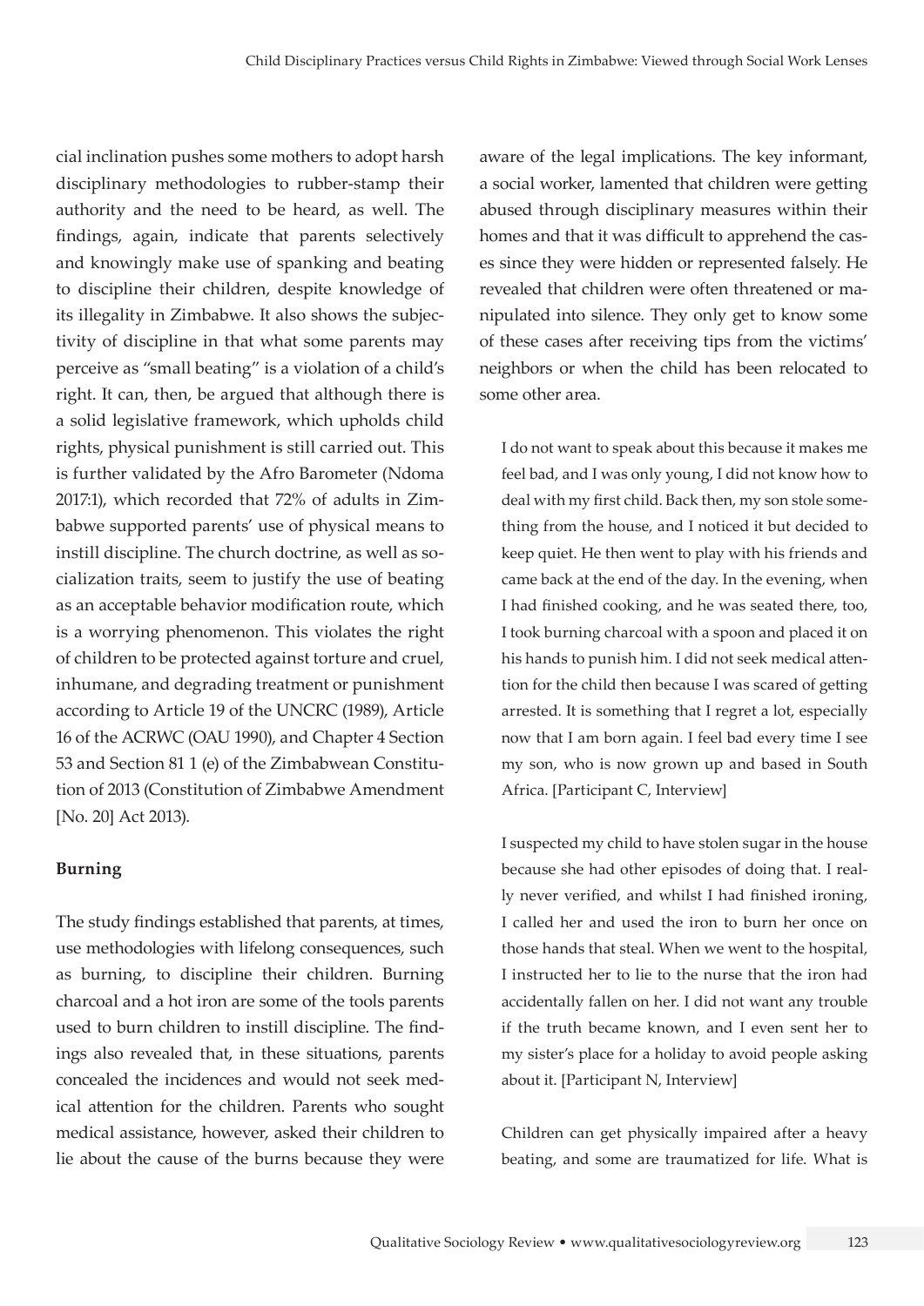cial inclination pushes some mothers to adopt harsh disciplinary methodologies to rubber-stamp their authority and the need to be heard, as well. The findings, again, indicate that parents selectively and knowingly make use of spanking and beating to discipline their children, despite knowledge of its illegality in Zimbabwe. It also shows the subjectivity of discipline in that what some parents may perceive as "small beating" is a violation of a child's right. It can, then, be argued that although there is a solid legislative framework, which upholds child rights, physical punishment is still carried out. This is further validated by the Afro Barometer (Ndoma 2017:1), which recorded that 72% of adults in Zimbabwe supported parents' use of physical means to instill discipline. The church doctrine, as well as socialization traits, seem to justify the use of beating as an acceptable behavior modification route, which is a worrying phenomenon. This violates the right of children to be protected against torture and cruel, inhumane, and degrading treatment or punishment according to Article 19 of the UNCRC (1989), Article 16 of the ACRWC (OAU 1990), and Chapter 4 Section 53 and Section 81 1 (e) of the Zimbabwean Constitution of 2013 (Constitution of Zimbabwe Amendment [No. 20] Act 2013).

**Burning**

The study findings established that parents, at times, use methodologies with lifelong consequences, such as burning, to discipline their children. Burning charcoal and a hot iron are some of the tools parents used to burn children to instill discipline. The findings also revealed that, in these situations, parents concealed the incidences and would not seek medical attention for the children. Parents who sought medical assistance, however, asked their children to lie about the cause of the burns because they were aware of the legal implications. The key informant, a social worker, lamented that children were getting abused through disciplinary measures within their homes and that it was difficult to apprehend the cases since they were hidden or represented falsely. He revealed that children were often threatened or manipulated into silence. They only get to know some of these cases after receiving tips from the victims' neighbors or when the child has been relocated to some other area.

> I do not want to speak about this because it makes me feel bad, and I was only young, I did not know how to deal with my first child. Back then, my son stole something from the house, and I noticed it but decided to keep quiet. He then went to play with his friends and came back at the end of the day. In the evening, when I had finished cooking, and he was seated there, too, I took burning charcoal with a spoon and placed it on his hands to punish him. I did not seek medical attention for the child then because I was scared of getting arrested. It is something that I regret a lot, especially now that I am born again. I feel bad every time I see my son, who is now grown up and based in South Africa. [Participant C, Interview]

> I suspected my child to have stolen sugar in the house because she had other episodes of doing that. I really never verified, and whilst I had finished ironing, I called her and used the iron to burn her once on those hands that steal. When we went to the hospital, I instructed her to lie to the nurse that the iron had accidentally fallen on her. I did not want any trouble if the truth became known, and I even sent her to my sister's place for a holiday to avoid people asking about it. [Participant N, Interview]

> Children can get physically impaired after a heavy beating, and some are traumatized for life. What is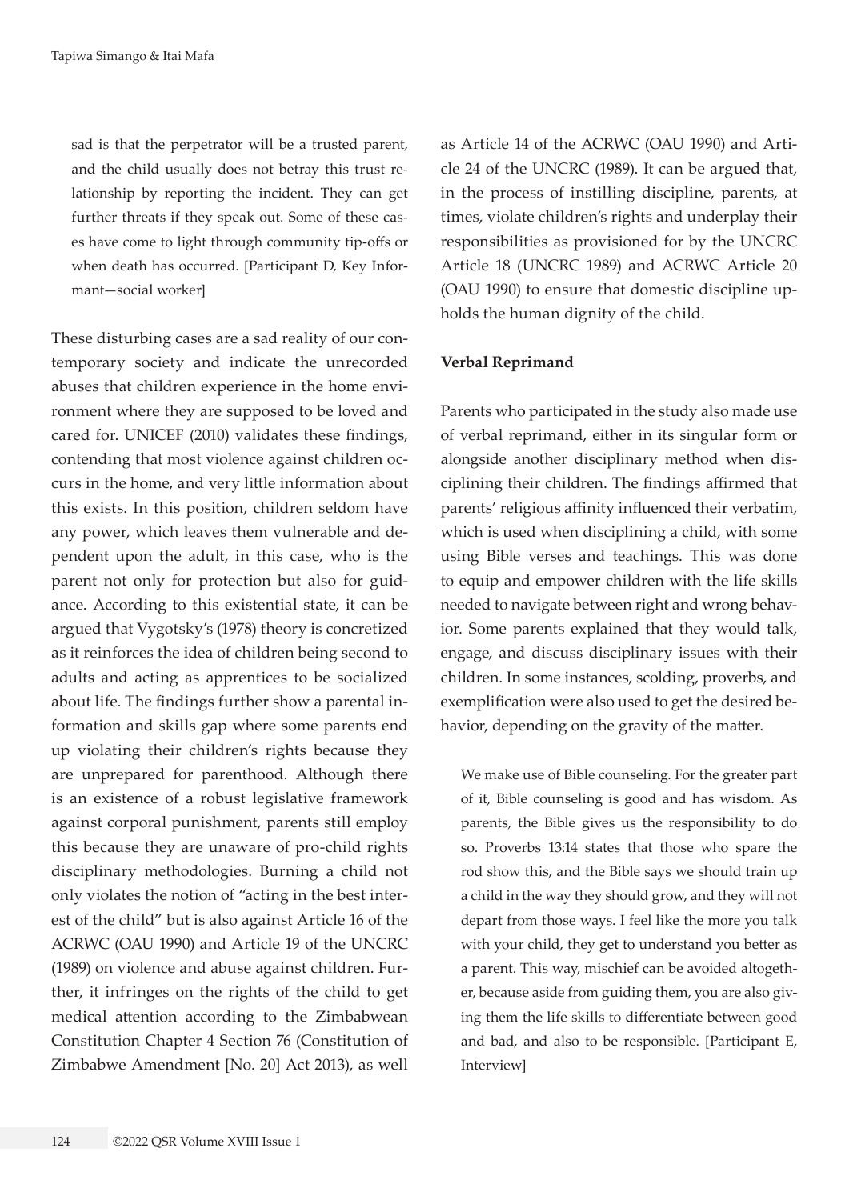sad is that the perpetrator will be a trusted parent, and the child usually does not betray this trust relationship by reporting the incident. They can get further threats if they speak out. Some of these cases have come to light through community tip-offs or when death has occurred. [Participant D, Key Informant—social worker]

These disturbing cases are a sad reality of our contemporary society and indicate the unrecorded abuses that children experience in the home environment where they are supposed to be loved and cared for. UNICEF (2010) validates these findings, contending that most violence against children occurs in the home, and very little information about this exists. In this position, children seldom have any power, which leaves them vulnerable and dependent upon the adult, in this case, who is the parent not only for protection but also for guidance. According to this existential state, it can be argued that Vygotsky's (1978) theory is concretized as it reinforces the idea of children being second to adults and acting as apprentices to be socialized about life. The findings further show a parental information and skills gap where some parents end up violating their children's rights because they are unprepared for parenthood. Although there is an existence of a robust legislative framework against corporal punishment, parents still employ this because they are unaware of pro-child rights disciplinary methodologies. Burning a child not only violates the notion of "acting in the best interest of the child" but is also against Article 16 of the ACRWC (OAU 1990) and Article 19 of the UNCRC (1989) on violence and abuse against children. Further, it infringes on the rights of the child to get medical attention according to the Zimbabwean Constitution Chapter 4 Section 76 (Constitution of Zimbabwe Amendment [No. 20] Act 2013), as well as Article 14 of the ACRWC (OAU 1990) and Article 24 of the UNCRC (1989). It can be argued that, in the process of instilling discipline, parents, at times, violate children's rights and underplay their responsibilities as provisioned for by the UNCRC Article 18 (UNCRC 1989) and ACRWC Article 20 (OAU 1990) to ensure that domestic discipline upholds the human dignity of the child.

**Verbal Reprimand**

Parents who participated in the study also made use of verbal reprimand, either in its singular form or alongside another disciplinary method when disciplining their children. The findings affirmed that parents' religious affinity influenced their verbatim, which is used when disciplining a child, with some using Bible verses and teachings. This was done to equip and empower children with the life skills needed to navigate between right and wrong behavior. Some parents explained that they would talk, engage, and discuss disciplinary issues with their children. In some instances, scolding, proverbs, and exemplification were also used to get the desired behavior, depending on the gravity of the matter.

> We make use of Bible counseling. For the greater part of it, Bible counseling is good and has wisdom. As parents, the Bible gives us the responsibility to do so. Proverbs 13:14 states that those who spare the rod show this, and the Bible says we should train up a child in the way they should grow, and they will not depart from those ways. I feel like the more you talk with your child, they get to understand you better as a parent. This way, mischief can be avoided altogether, because aside from guiding them, you are also giving them the life skills to differentiate between good and bad, and also to be responsible. [Participant E, Interview]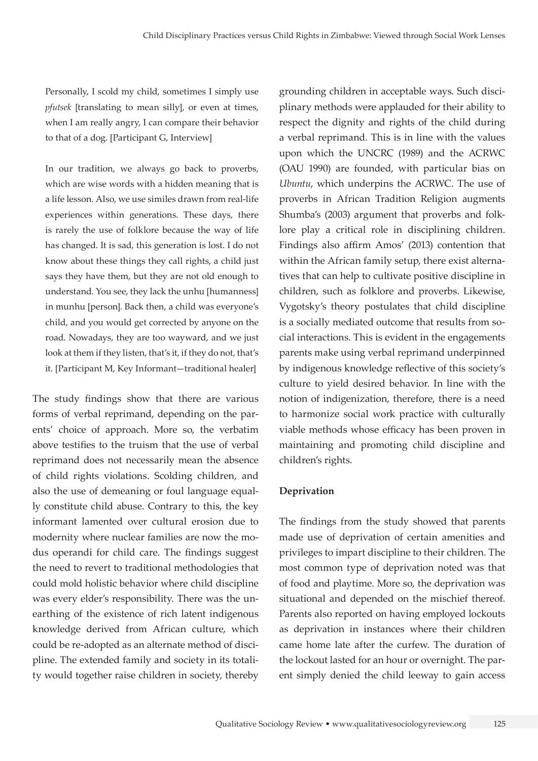> Personally, I scold my child, sometimes I simply use *pfutsek* [translating to mean silly], or even at times, when I am really angry, I can compare their behavior to that of a dog. [Participant G, Interview]

> In our tradition, we always go back to proverbs, which are wise words with a hidden meaning that is a life lesson. Also, we use similes drawn from real-life experiences within generations. These days, there is rarely the use of folklore because the way of life has changed. It is sad, this generation is lost. I do not know about these things they call rights, a child just says they have them, but they are not old enough to understand. You see, they lack the unhu [humanness] in munhu [person]. Back then, a child was everyone's child, and you would get corrected by anyone on the road. Nowadays, they are too wayward, and we just look at them if they listen, that's it, if they do not, that's it. [Participant M, Key Informant—traditional healer]

The study findings show that there are various forms of verbal reprimand, depending on the parents' choice of approach. More so, the verbatim above testifies to the truism that the use of verbal reprimand does not necessarily mean the absence of child rights violations. Scolding children, and also the use of demeaning or foul language equally constitute child abuse. Contrary to this, the key informant lamented over cultural erosion due to modernity where nuclear families are now the modus operandi for child care. The findings suggest the need to revert to traditional methodologies that could mold holistic behavior where child discipline was every elder's responsibility. There was the unearthing of the existence of rich latent indigenous knowledge derived from African culture, which could be re-adopted as an alternate method of discipline. The extended family and society in its totality would together raise children in society, thereby grounding children in acceptable ways. Such disciplinary methods were applauded for their ability to respect the dignity and rights of the child during a verbal reprimand. This is in line with the values upon which the UNCRC (1989) and the ACRWC (OAU 1990) are founded, with particular bias on *Ubuntu*, which underpins the ACRWC. The use of proverbs in African Tradition Religion augments Shumba's (2003) argument that proverbs and folklore play a critical role in disciplining children. Findings also affirm Amos' (2013) contention that within the African family setup, there exist alternatives that can help to cultivate positive discipline in children, such as folklore and proverbs. Likewise, Vygotsky's theory postulates that child discipline is a socially mediated outcome that results from social interactions. This is evident in the engagements parents make using verbal reprimand underpinned by indigenous knowledge reflective of this society's culture to yield desired behavior. In line with the notion of indigenization, therefore, there is a need to harmonize social work practice with culturally viable methods whose efficacy has been proven in maintaining and promoting child discipline and children's rights.

**Deprivation**

The findings from the study showed that parents made use of deprivation of certain amenities and privileges to impart discipline to their children. The most common type of deprivation noted was that of food and playtime. More so, the deprivation was situational and depended on the mischief thereof. Parents also reported on having employed lockouts as deprivation in instances where their children came home late after the curfew. The duration of the lockout lasted for an hour or overnight. The parent simply denied the child leeway to gain access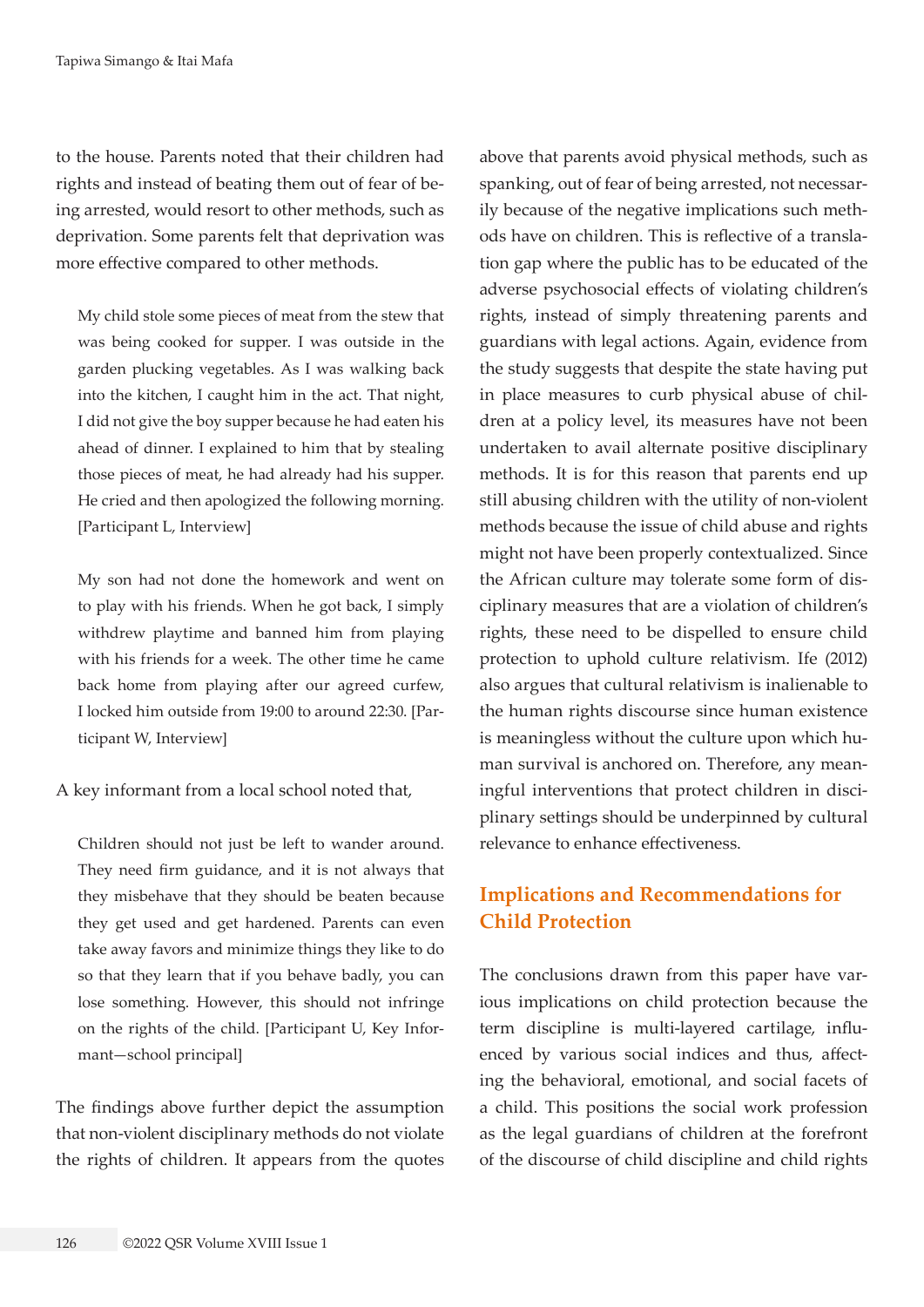to the house. Parents noted that their children had rights and instead of beating them out of fear of being arrested, would resort to other methods, such as deprivation. Some parents felt that deprivation was more effective compared to other methods.

> My child stole some pieces of meat from the stew that was being cooked for supper. I was outside in the garden plucking vegetables. As I was walking back into the kitchen, I caught him in the act. That night, I did not give the boy supper because he had eaten his ahead of dinner. I explained to him that by stealing those pieces of meat, he had already had his supper. He cried and then apologized the following morning. [Participant L, Interview]

> My son had not done the homework and went on to play with his friends. When he got back, I simply withdrew playtime and banned him from playing with his friends for a week. The other time he came back home from playing after our agreed curfew, I locked him outside from 19:00 to around 22:30. [Participant W, Interview]

A key informant from a local school noted that,

> Children should not just be left to wander around. They need firm guidance, and it is not always that they misbehave that they should be beaten because they get used and get hardened. Parents can even take away favors and minimize things they like to do so that they learn that if you behave badly, you can lose something. However, this should not infringe on the rights of the child. [Participant U, Key Informant—school principal]

The findings above further depict the assumption that non-violent disciplinary methods do not violate the rights of children. It appears from the quotes above that parents avoid physical methods, such as spanking, out of fear of being arrested, not necessarily because of the negative implications such methods have on children. This is reflective of a translation gap where the public has to be educated of the adverse psychosocial effects of violating children's rights, instead of simply threatening parents and guardians with legal actions. Again, evidence from the study suggests that despite the state having put in place measures to curb physical abuse of children at a policy level, its measures have not been undertaken to avail alternate positive disciplinary methods. It is for this reason that parents end up still abusing children with the utility of non-violent methods because the issue of child abuse and rights might not have been properly contextualized. Since the African culture may tolerate some form of disciplinary measures that are a violation of children's rights, these need to be dispelled to ensure child protection to uphold culture relativism. Ife (2012) also argues that cultural relativism is inalienable to the human rights discourse since human existence is meaningless without the culture upon which human survival is anchored on. Therefore, any meaningful interventions that protect children in disciplinary settings should be underpinned by cultural relevance to enhance effectiveness.

## Implications and Recommendations for Child Protection

The conclusions drawn from this paper have various implications on child protection because the term discipline is multi-layered cartilage, influenced by various social indices and thus, affecting the behavioral, emotional, and social facets of a child. This positions the social work profession as the legal guardians of children at the forefront of the discourse of child discipline and child rights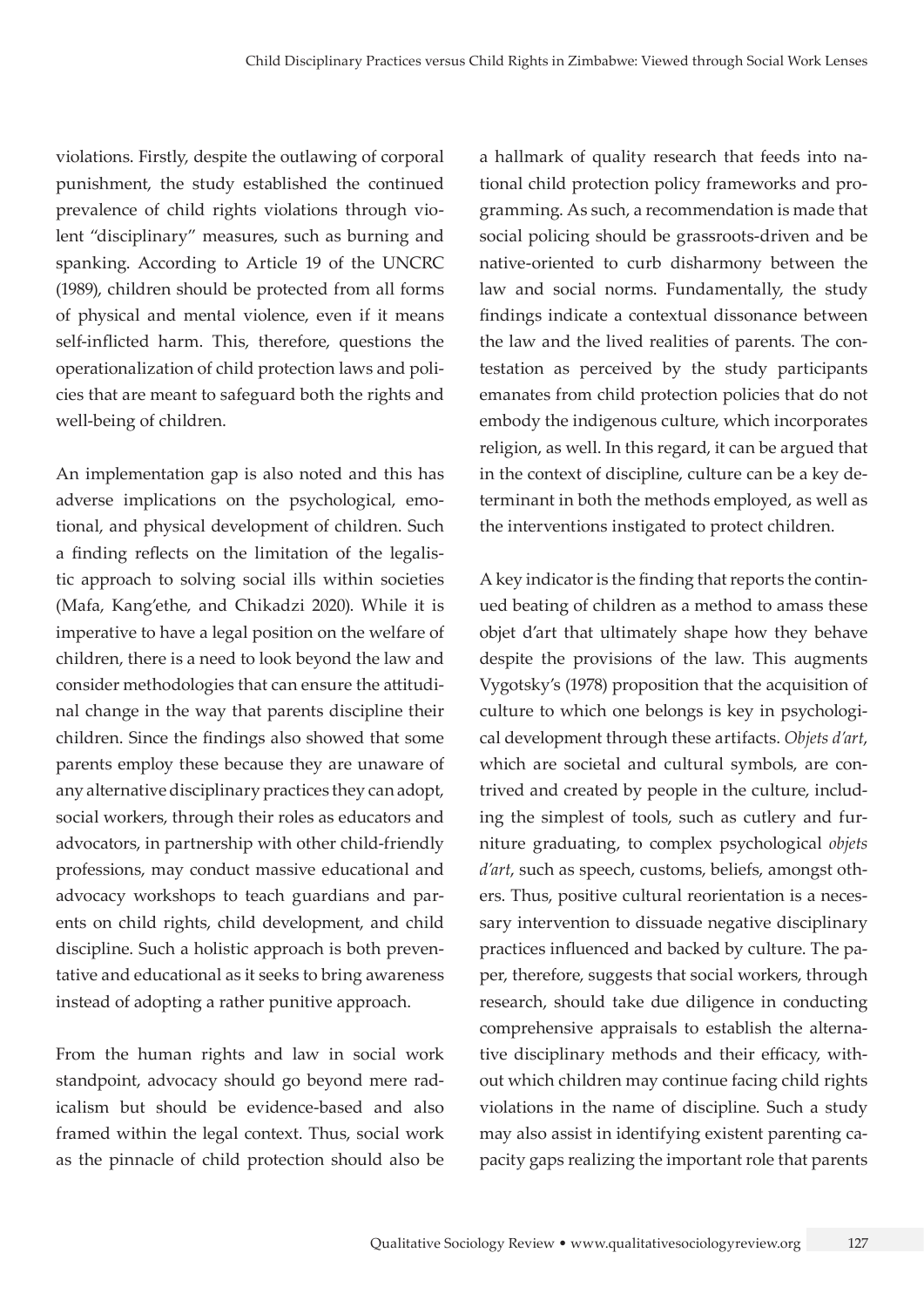violations. Firstly, despite the outlawing of corporal punishment, the study established the continued prevalence of child rights violations through violent "disciplinary" measures, such as burning and spanking. According to Article 19 of the UNCRC (1989), children should be protected from all forms of physical and mental violence, even if it means self-inflicted harm. This, therefore, questions the operationalization of child protection laws and policies that are meant to safeguard both the rights and well-being of children.

An implementation gap is also noted and this has adverse implications on the psychological, emotional, and physical development of children. Such a finding reflects on the limitation of the legalistic approach to solving social ills within societies (Mafa, Kang'ethe, and Chikadzi 2020). While it is imperative to have a legal position on the welfare of children, there is a need to look beyond the law and consider methodologies that can ensure the attitudinal change in the way that parents discipline their children. Since the findings also showed that some parents employ these because they are unaware of any alternative disciplinary practices they can adopt, social workers, through their roles as educators and advocators, in partnership with other child-friendly professions, may conduct massive educational and advocacy workshops to teach guardians and parents on child rights, child development, and child discipline. Such a holistic approach is both preventative and educational as it seeks to bring awareness instead of adopting a rather punitive approach.

From the human rights and law in social work standpoint, advocacy should go beyond mere radicalism but should be evidence-based and also framed within the legal context. Thus, social work as the pinnacle of child protection should also be a hallmark of quality research that feeds into national child protection policy frameworks and programming. As such, a recommendation is made that social policing should be grassroots-driven and be native-oriented to curb disharmony between the law and social norms. Fundamentally, the study findings indicate a contextual dissonance between the law and the lived realities of parents. The contestation as perceived by the study participants emanates from child protection policies that do not embody the indigenous culture, which incorporates religion, as well. In this regard, it can be argued that in the context of discipline, culture can be a key determinant in both the methods employed, as well as the interventions instigated to protect children.

A key indicator is the finding that reports the continued beating of children as a method to amass these objet d'art that ultimately shape how they behave despite the provisions of the law. This augments Vygotsky's (1978) proposition that the acquisition of culture to which one belongs is key in psychological development through these artifacts. *Objets d'art*, which are societal and cultural symbols, are contrived and created by people in the culture, including the simplest of tools, such as cutlery and furniture graduating, to complex psychological *objets d'art*, such as speech, customs, beliefs, amongst others. Thus, positive cultural reorientation is a necessary intervention to dissuade negative disciplinary practices influenced and backed by culture. The paper, therefore, suggests that social workers, through research, should take due diligence in conducting comprehensive appraisals to establish the alternative disciplinary methods and their efficacy, without which children may continue facing child rights violations in the name of discipline. Such a study may also assist in identifying existent parenting capacity gaps realizing the important role that parents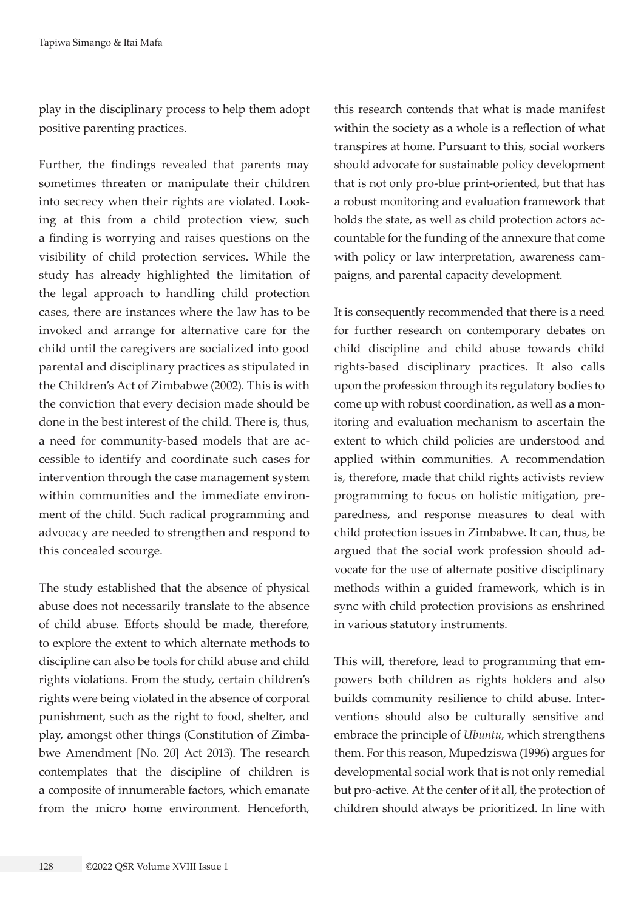play in the disciplinary process to help them adopt positive parenting practices.

Further, the findings revealed that parents may sometimes threaten or manipulate their children into secrecy when their rights are violated. Looking at this from a child protection view, such a finding is worrying and raises questions on the visibility of child protection services. While the study has already highlighted the limitation of the legal approach to handling child protection cases, there are instances where the law has to be invoked and arrange for alternative care for the child until the caregivers are socialized into good parental and disciplinary practices as stipulated in the Children's Act of Zimbabwe (2002). This is with the conviction that every decision made should be done in the best interest of the child. There is, thus, a need for community-based models that are accessible to identify and coordinate such cases for intervention through the case management system within communities and the immediate environment of the child. Such radical programming and advocacy are needed to strengthen and respond to this concealed scourge.

The study established that the absence of physical abuse does not necessarily translate to the absence of child abuse. Efforts should be made, therefore, to explore the extent to which alternate methods to discipline can also be tools for child abuse and child rights violations. From the study, certain children's rights were being violated in the absence of corporal punishment, such as the right to food, shelter, and play, amongst other things (Constitution of Zimbabwe Amendment [No. 20] Act 2013). The research contemplates that the discipline of children is a composite of innumerable factors, which emanate from the micro home environment. Henceforth, this research contends that what is made manifest within the society as a whole is a reflection of what transpires at home. Pursuant to this, social workers should advocate for sustainable policy development that is not only pro-blue print-oriented, but that has a robust monitoring and evaluation framework that holds the state, as well as child protection actors accountable for the funding of the annexure that come with policy or law interpretation, awareness campaigns, and parental capacity development.

It is consequently recommended that there is a need for further research on contemporary debates on child discipline and child abuse towards child rights-based disciplinary practices. It also calls upon the profession through its regulatory bodies to come up with robust coordination, as well as a monitoring and evaluation mechanism to ascertain the extent to which child policies are understood and applied within communities. A recommendation is, therefore, made that child rights activists review programming to focus on holistic mitigation, preparedness, and response measures to deal with child protection issues in Zimbabwe. It can, thus, be argued that the social work profession should advocate for the use of alternate positive disciplinary methods within a guided framework, which is in sync with child protection provisions as enshrined in various statutory instruments.

This will, therefore, lead to programming that empowers both children as rights holders and also builds community resilience to child abuse. Interventions should also be culturally sensitive and embrace the principle of *Ubuntu*, which strengthens them. For this reason, Mupedziswa (1996) argues for developmental social work that is not only remedial but pro-active. At the center of it all, the protection of children should always be prioritized. In line with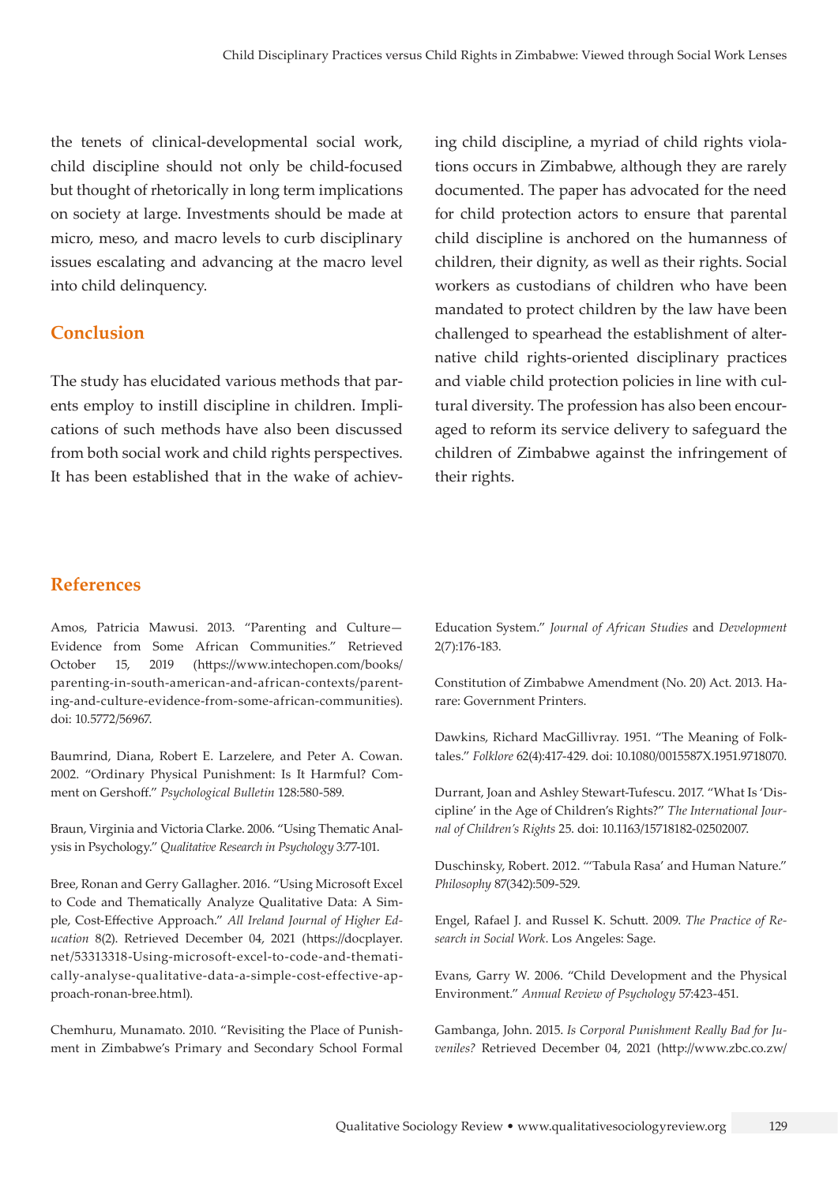the tenets of clinical-developmental social work, child discipline should not only be child-focused but thought of rhetorically in long term implications on society at large. Investments should be made at micro, meso, and macro levels to curb disciplinary issues escalating and advancing at the macro level into child delinquency.

## Conclusion

The study has elucidated various methods that parents employ to instill discipline in children. Implications of such methods have also been discussed from both social work and child rights perspectives. It has been established that in the wake of achieving child discipline, a myriad of child rights violations occurs in Zimbabwe, although they are rarely documented. The paper has advocated for the need for child protection actors to ensure that parental child discipline is anchored on the humanness of children, their dignity, as well as their rights. Social workers as custodians of children who have been mandated to protect children by the law have been challenged to spearhead the establishment of alternative child rights-oriented disciplinary practices and viable child protection policies in line with cultural diversity. The profession has also been encouraged to reform its service delivery to safeguard the children of Zimbabwe against the infringement of their rights.

## References

Amos, Patricia Mawusi. 2013. "Parenting and Culture—Evidence from Some African Communities." Retrieved October 15, 2019 (https://www.intechopen.com/books/parenting-in-south-american-and-african-contexts/parenting-and-culture-evidence-from-some-african-communities). doi: 10.5772/56967.

Baumrind, Diana, Robert E. Larzelere, and Peter A. Cowan. 2002. "Ordinary Physical Punishment: Is It Harmful? Comment on Gershoff." *Psychological Bulletin* 128:580-589.

Braun, Virginia and Victoria Clarke. 2006. "Using Thematic Analysis in Psychology." *Qualitative Research in Psychology* 3:77-101.

Bree, Ronan and Gerry Gallagher. 2016. "Using Microsoft Excel to Code and Thematically Analyze Qualitative Data: A Simple, Cost-Effective Approach." *All Ireland Journal of Higher Education* 8(2). Retrieved December 04, 2021 (https://docplayer.net/53313318-Using-microsoft-excel-to-code-and-thematically-analyse-qualitative-data-a-simple-cost-effective-approach-ronan-bree.html).

Chemhuru, Munamato. 2010. "Revisiting the Place of Punishment in Zimbabwe's Primary and Secondary School Formal Education System." *Journal of African Studies* and *Development* 2(7):176-183.

Constitution of Zimbabwe Amendment (No. 20) Act. 2013. Harare: Government Printers.

Dawkins, Richard MacGillivray. 1951. "The Meaning of Folktales." *Folklore* 62(4):417-429. doi: 10.1080/0015587X.1951.9718070.

Durrant, Joan and Ashley Stewart-Tufescu. 2017. "What Is 'Discipline' in the Age of Children's Rights?" *The International Journal of Children's Rights* 25. doi: 10.1163/15718182-02502007.

Duschinsky, Robert. 2012. "'Tabula Rasa' and Human Nature." *Philosophy* 87(342):509-529.

Engel, Rafael J. and Russel K. Schutt. 2009. *The Practice of Research in Social Work*. Los Angeles: Sage.

Evans, Garry W. 2006. "Child Development and the Physical Environment." *Annual Review of Psychology* 57:423-451.

Gambanga, John. 2015. *Is Corporal Punishment Really Bad for Juveniles?* Retrieved December 04, 2021 (http://www.zbc.co.zw/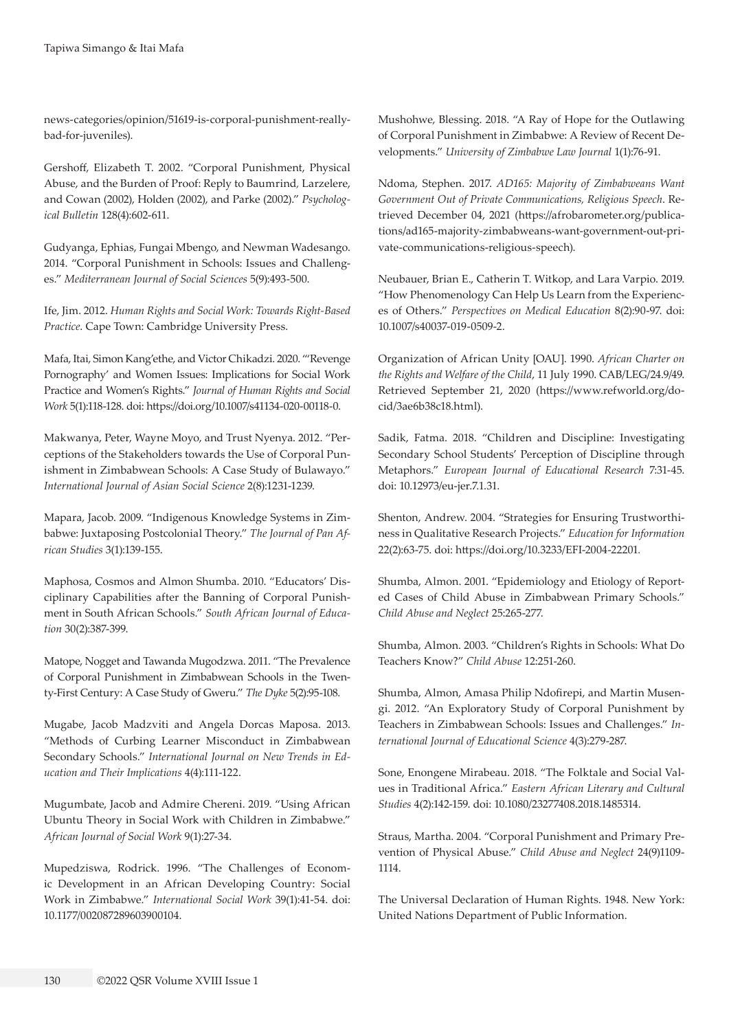news-categories/opinion/51619-is-corporal-punishment-really-bad-for-juveniles).

Gershoff, Elizabeth T. 2002. "Corporal Punishment, Physical Abuse, and the Burden of Proof: Reply to Baumrind, Larzelere, and Cowan (2002), Holden (2002), and Parke (2002)." *Psychological Bulletin* 128(4):602-611.

Gudyanga, Ephias, Fungai Mbengo, and Newman Wadesango. 2014. "Corporal Punishment in Schools: Issues and Challenges." *Mediterranean Journal of Social Sciences* 5(9):493-500.

Ife, Jim. 2012. *Human Rights and Social Work: Towards Right-Based Practice*. Cape Town: Cambridge University Press.

Mafa, Itai, Simon Kang'ethe, and Victor Chikadzi. 2020. "'Revenge Pornography' and Women Issues: Implications for Social Work Practice and Women's Rights." *Journal of Human Rights and Social Work* 5(1):118-128. doi: https://doi.org/10.1007/s41134-020-00118-0.

Makwanya, Peter, Wayne Moyo, and Trust Nyenya. 2012. "Perceptions of the Stakeholders towards the Use of Corporal Punishment in Zimbabwean Schools: A Case Study of Bulawayo." *International Journal of Asian Social Science* 2(8):1231-1239.

Mapara, Jacob. 2009. "Indigenous Knowledge Systems in Zimbabwe: Juxtaposing Postcolonial Theory." *The Journal of Pan African Studies* 3(1):139-155.

Maphosa, Cosmos and Almon Shumba. 2010. "Educators' Disciplinary Capabilities after the Banning of Corporal Punishment in South African Schools." *South African Journal of Education* 30(2):387-399.

Matope, Nogget and Tawanda Mugodzwa. 2011. "The Prevalence of Corporal Punishment in Zimbabwean Schools in the Twenty-First Century: A Case Study of Gweru." *The Dyke* 5(2):95-108.

Mugabe, Jacob Madzviti and Angela Dorcas Maposa. 2013. "Methods of Curbing Learner Misconduct in Zimbabwean Secondary Schools." *International Journal on New Trends in Education and Their Implications* 4(4):111-122.

Mugumbate, Jacob and Admire Chereni. 2019. "Using African Ubuntu Theory in Social Work with Children in Zimbabwe." *African Journal of Social Work* 9(1):27-34.

Mupedziswa, Rodrick. 1996. "The Challenges of Economic Development in an African Developing Country: Social Work in Zimbabwe." *International Social Work* 39(1):41-54. doi: 10.1177/002087289603900104.

Mushohwe, Blessing. 2018. "A Ray of Hope for the Outlawing of Corporal Punishment in Zimbabwe: A Review of Recent Developments." *University of Zimbabwe Law Journal* 1(1):76-91.

Ndoma, Stephen. 2017. *AD165: Majority of Zimbabweans Want Government Out of Private Communications, Religious Speech*. Retrieved December 04, 2021 (https://afrobarometer.org/publications/ad165-majority-zimbabweans-want-government-out-private-communications-religious-speech).

Neubauer, Brian E., Catherin T. Witkop, and Lara Varpio. 2019. "How Phenomenology Can Help Us Learn from the Experiences of Others." *Perspectives on Medical Education* 8(2):90-97. doi: 10.1007/s40037-019-0509-2.

Organization of African Unity [OAU]. 1990. *African Charter on the Rights and Welfare of the Child*, 11 July 1990. CAB/LEG/24.9/49. Retrieved September 21, 2020 (https://www.refworld.org/docid/3ae6b38c18.html).

Sadik, Fatma. 2018. "Children and Discipline: Investigating Secondary School Students' Perception of Discipline through Metaphors." *European Journal of Educational Research* 7:31-45. doi: 10.12973/eu-jer.7.1.31.

Shenton, Andrew. 2004. "Strategies for Ensuring Trustworthiness in Qualitative Research Projects." *Education for Information* 22(2):63-75. doi: https://doi.org/10.3233/EFI-2004-22201.

Shumba, Almon. 2001. "Epidemiology and Etiology of Reported Cases of Child Abuse in Zimbabwean Primary Schools." *Child Abuse and Neglect* 25:265-277.

Shumba, Almon. 2003. "Children's Rights in Schools: What Do Teachers Know?" *Child Abuse* 12:251-260.

Shumba, Almon, Amasa Philip Ndofirepi, and Martin Musengi. 2012. "An Exploratory Study of Corporal Punishment by Teachers in Zimbabwean Schools: Issues and Challenges." *International Journal of Educational Science* 4(3):279-287.

Sone, Enongene Mirabeau. 2018. "The Folktale and Social Values in Traditional Africa." *Eastern African Literary and Cultural Studies* 4(2):142-159. doi: 10.1080/23277408.2018.1485314.

Straus, Martha. 2004. "Corporal Punishment and Primary Prevention of Physical Abuse." *Child Abuse and Neglect* 24(9)1109-1114.

The Universal Declaration of Human Rights. 1948. New York: United Nations Department of Public Information.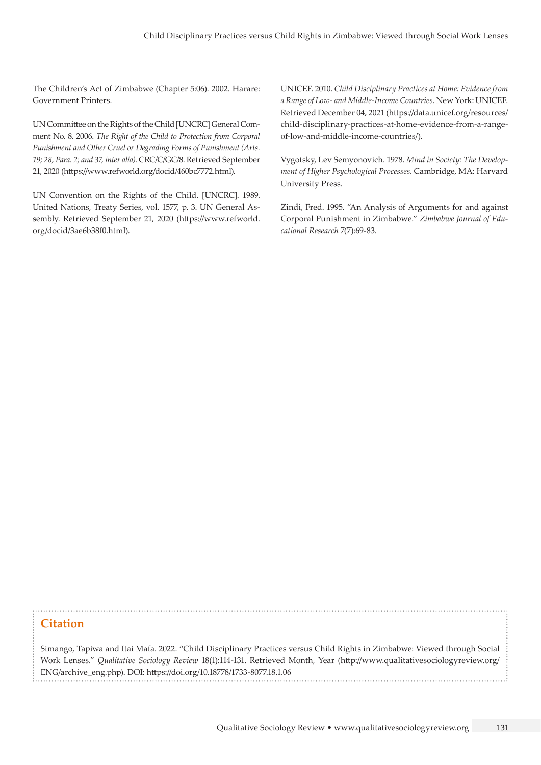The Children's Act of Zimbabwe (Chapter 5:06). 2002. Harare: Government Printers.

UN Committee on the Rights of the Child [UNCRC] General Comment No. 8. 2006. *The Right of the Child to Protection from Corporal Punishment and Other Cruel or Degrading Forms of Punishment (Arts. 19; 28, Para. 2; and 37, inter alia)*. CRC/C/GC/8. Retrieved September 21, 2020 (https://www.refworld.org/docid/460bc7772.html).

UN Convention on the Rights of the Child. [UNCRC]. 1989. United Nations, Treaty Series, vol. 1577, p. 3. UN General Assembly. Retrieved September 21, 2020 (https://www.refworld.org/docid/3ae6b38f0.html).

UNICEF. 2010. *Child Disciplinary Practices at Home: Evidence from a Range of Low- and Middle-Income Countries*. New York: UNICEF. Retrieved December 04, 2021 (https://data.unicef.org/resources/child-disciplinary-practices-at-home-evidence-from-a-range-of-low-and-middle-income-countries/).

Vygotsky, Lev Semyonovich. 1978. *Mind in Society: The Development of Higher Psychological Processes*. Cambridge, MA: Harvard University Press.

Zindi, Fred. 1995. "An Analysis of Arguments for and against Corporal Punishment in Zimbabwe." *Zimbabwe Journal of Educational Research* 7(7):69-83.

## Citation

Simango, Tapiwa and Itai Mafa. 2022. "Child Disciplinary Practices versus Child Rights in Zimbabwe: Viewed through Social Work Lenses." *Qualitative Sociology Review* 18(1):114-131. Retrieved Month, Year (http://www.qualitativesociologyreview.org/ENG/archive_eng.php). DOI: https://doi.org/10.18778/1733-8077.18.1.06